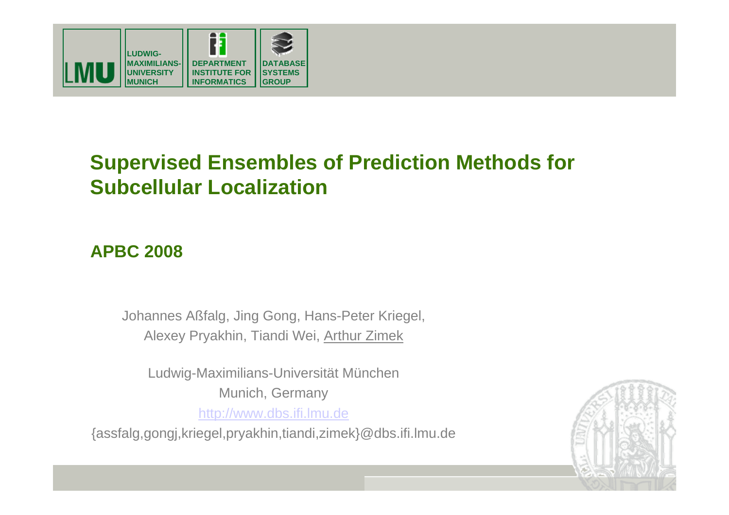LUDWIG-MAXIMILIANS-UNIVERSITY MUNICH

DEPARTMENT INSTITUTE FOR INFORMATICS

DATABASE SYSTEMS GROUP

# Supervised Ensembles of Prediction Methods for Subcellular Localization

## APBC 2008

Johannes Aßfalg, Jing Gong, Hans-Peter Kriegel, Alexey Pryakhin, Tiandi Wei, Arthur Zimek

Ludwig-Maximilians-Universität München
Munich, Germany
http://www.dbs.ifi.lmu.de
{assfalg,gongj,kriegel,pryakhin,tiandi,zimek}@dbs.ifi.lmu.de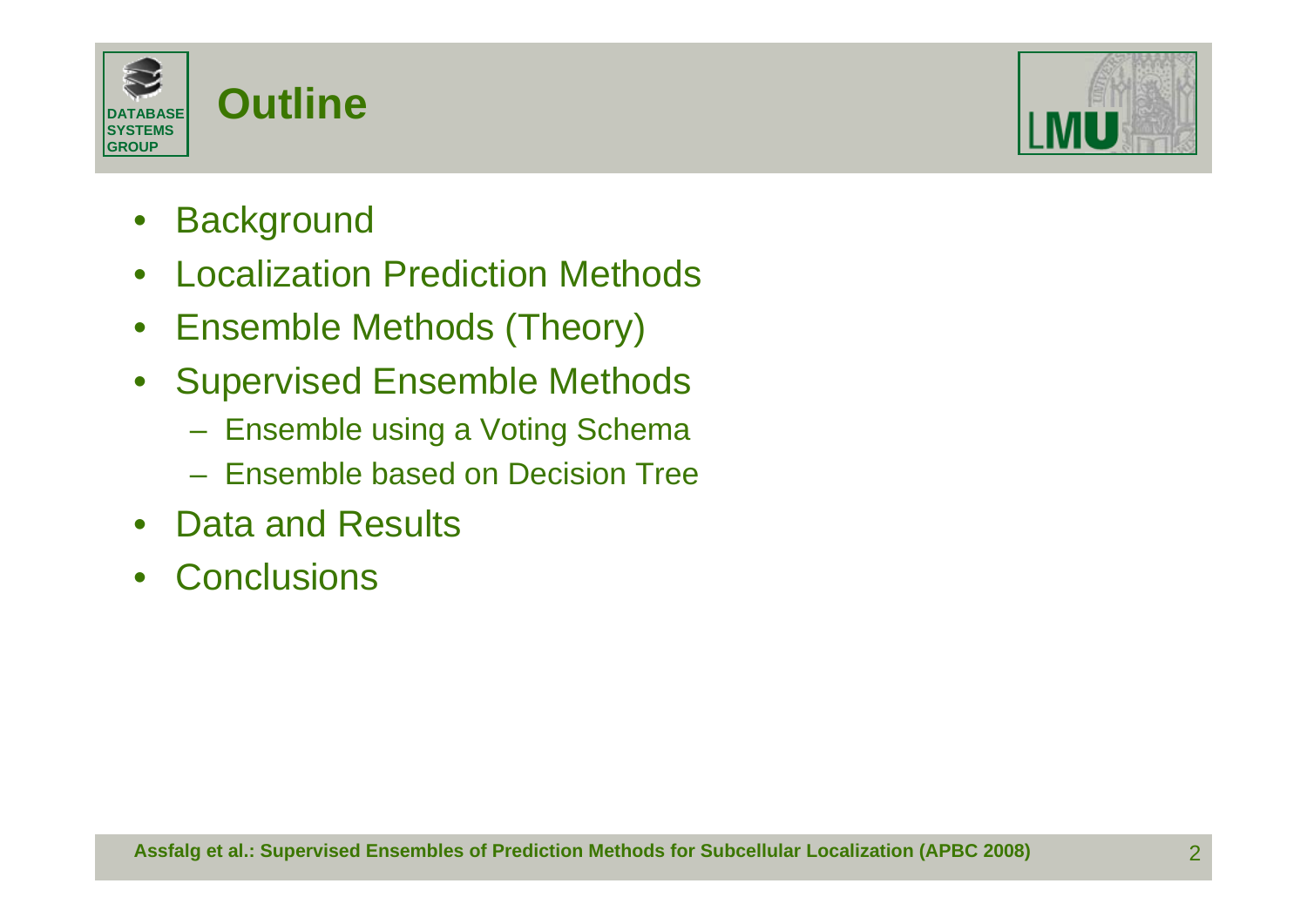# Outline

- Background
- Localization Prediction Methods
- Ensemble Methods (Theory)
- Supervised Ensemble Methods
  - Ensemble using a Voting Schema
  - Ensemble based on Decision Tree
- Data and Results
- Conclusions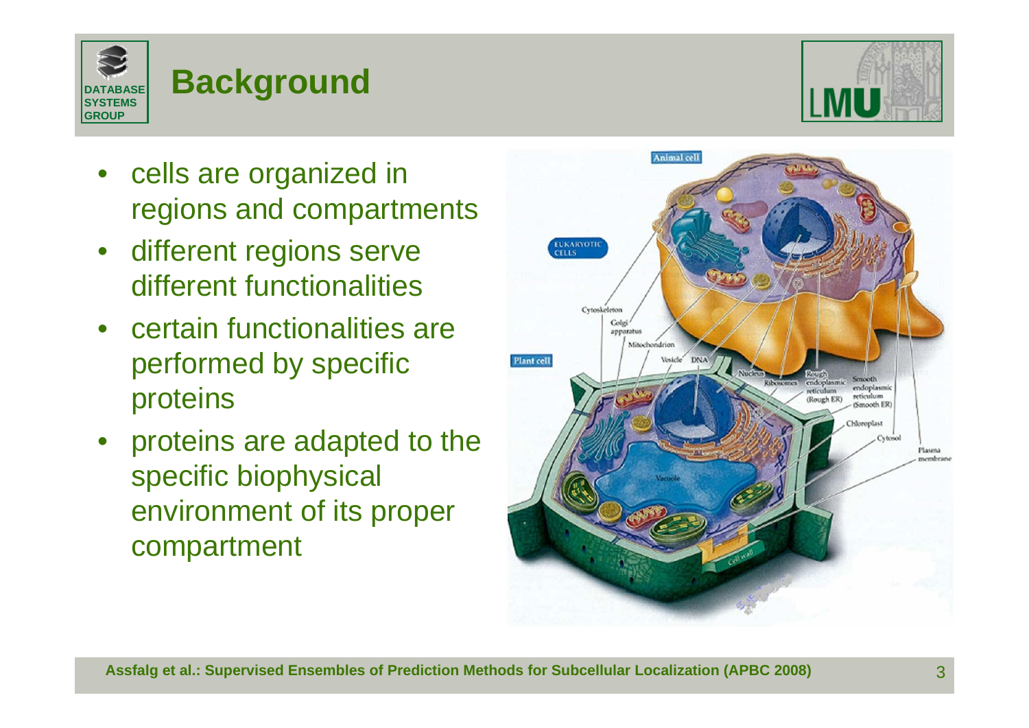# Background

- cells are organized in regions and compartments
- different regions serve different functionalities
- certain functionalities are performed by specific proteins
- proteins are adapted to the specific biophysical environment of its proper compartment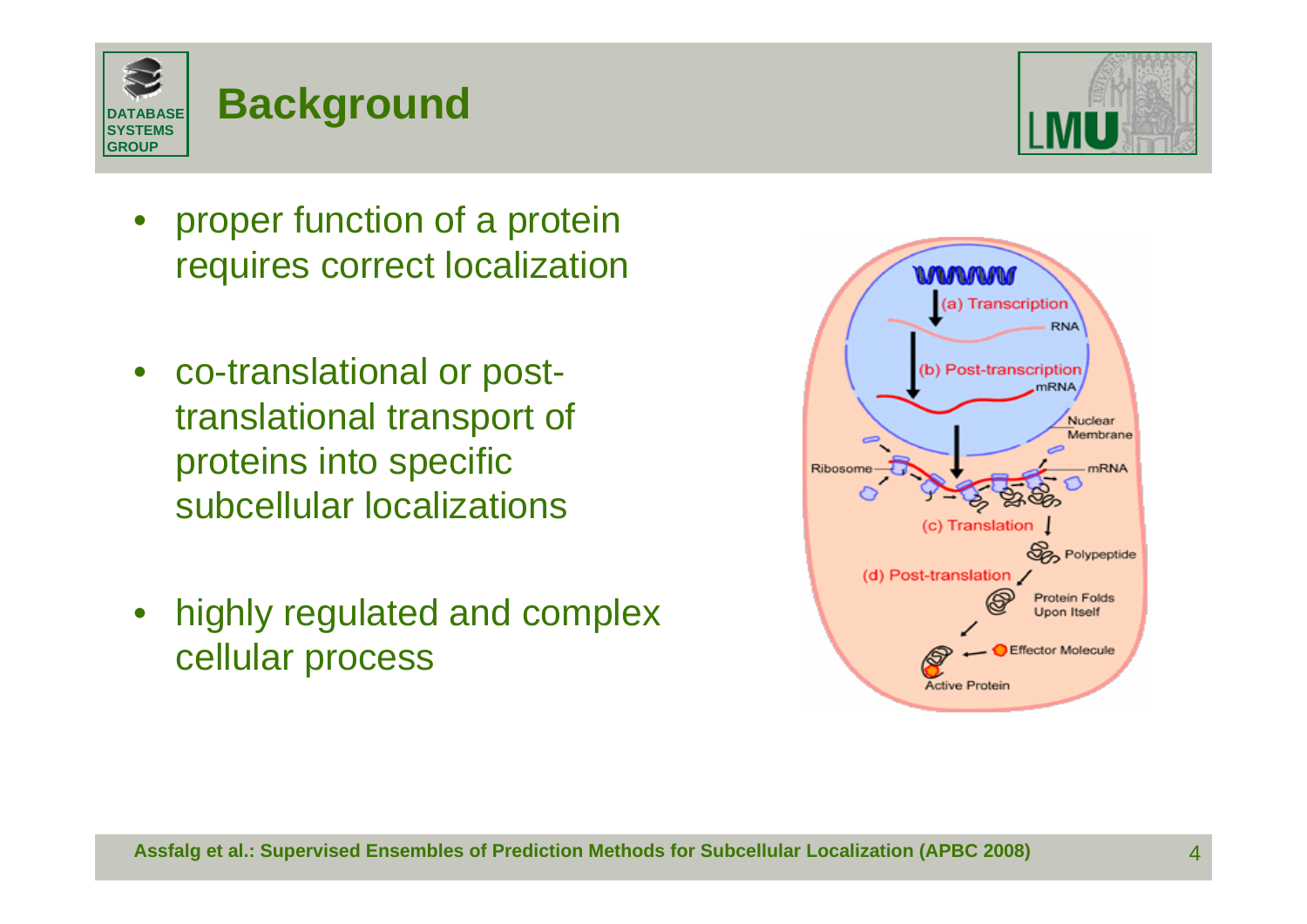# Background

- proper function of a protein requires correct localization
- co-translational or post-translational transport of proteins into specific subcellular localizations
- highly regulated and complex cellular process

(a) Transcription
RNA
(b) Post-transcription
mRNA
Nuclear Membrane
Ribosome
mRNA
(c) Translation
Polypeptide
(d) Post-translation
Protein Folds Upon Itself
Effector Molecule
Active Protein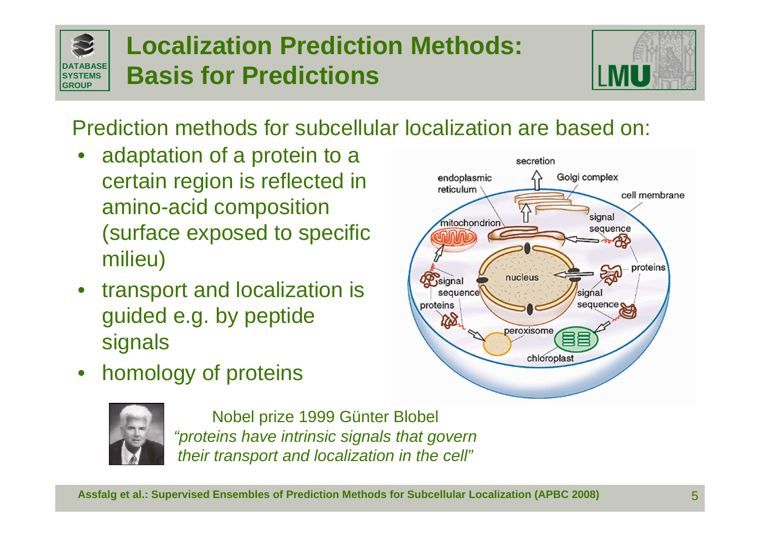# Localization Prediction Methods: Basis for Predictions

Prediction methods for subcellular localization are based on:

- adaptation of a protein to a certain region is reflected in amino-acid composition (surface exposed to specific milieu)
- transport and localization is guided e.g. by peptide signals
- homology of proteins

secretion
endoplasmic reticulum
Golgi complex
cell membrane
signal sequence
mitochondrion
proteins
nucleus
signal sequence
signal sequence
proteins
peroxisome
chloroplast

Nobel prize 1999 Günter Blobel
*"proteins have intrinsic signals that govern their transport and localization in the cell"*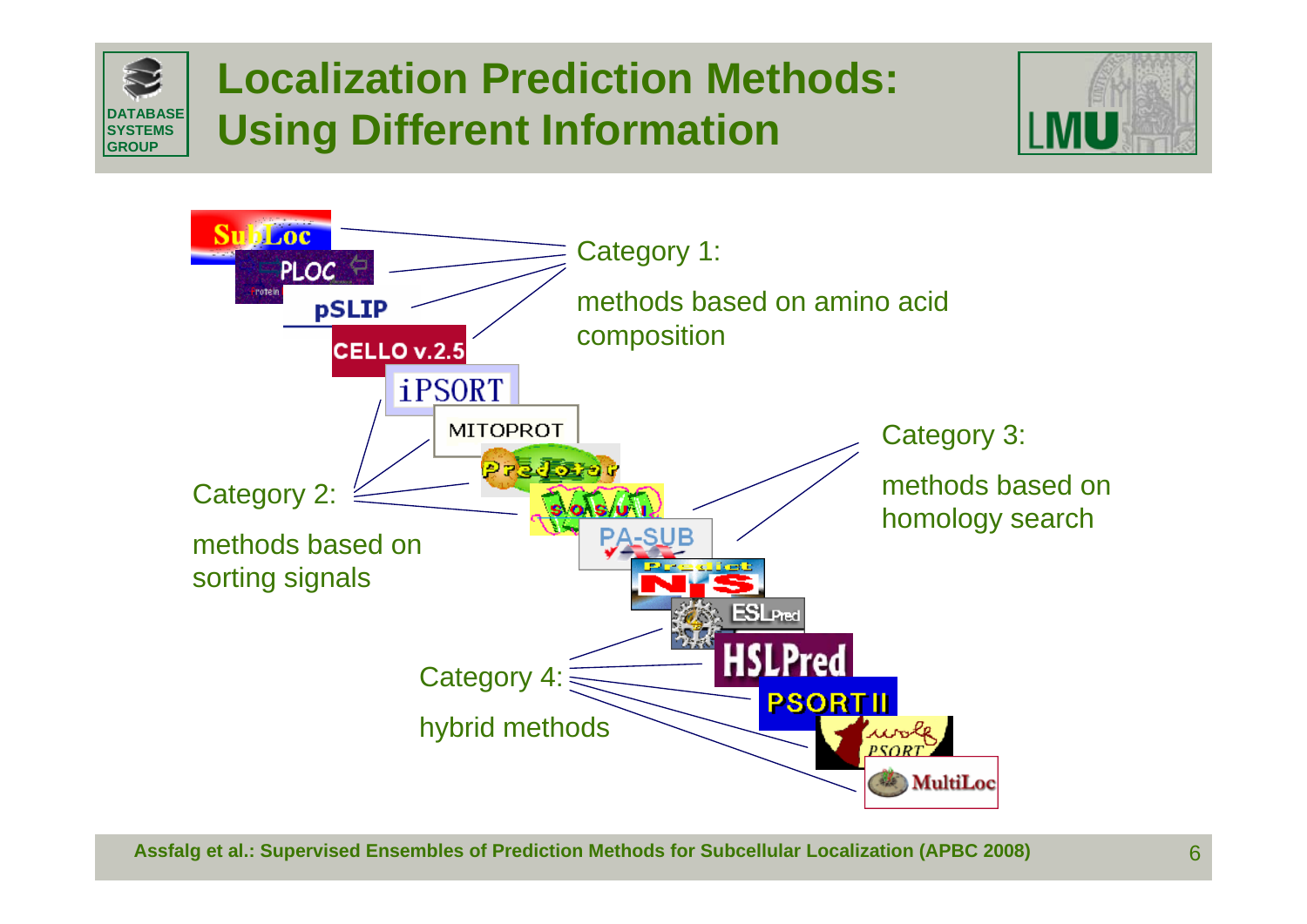# Localization Prediction Methods: Using Different Information

SubLoc, PLOC, pSLIP, CELLO v.2.5, iPSORT, MITOPROT, Predotar, SOSUI, PA-SUB, PredictNLS, ESLPred, HSLPred, PSORT II, wolf PSORT, MultiLoc

**Category 1:** methods based on amino acid composition

**Category 2:** methods based on sorting signals

**Category 3:** methods based on homology search

**Category 4:** hybrid methods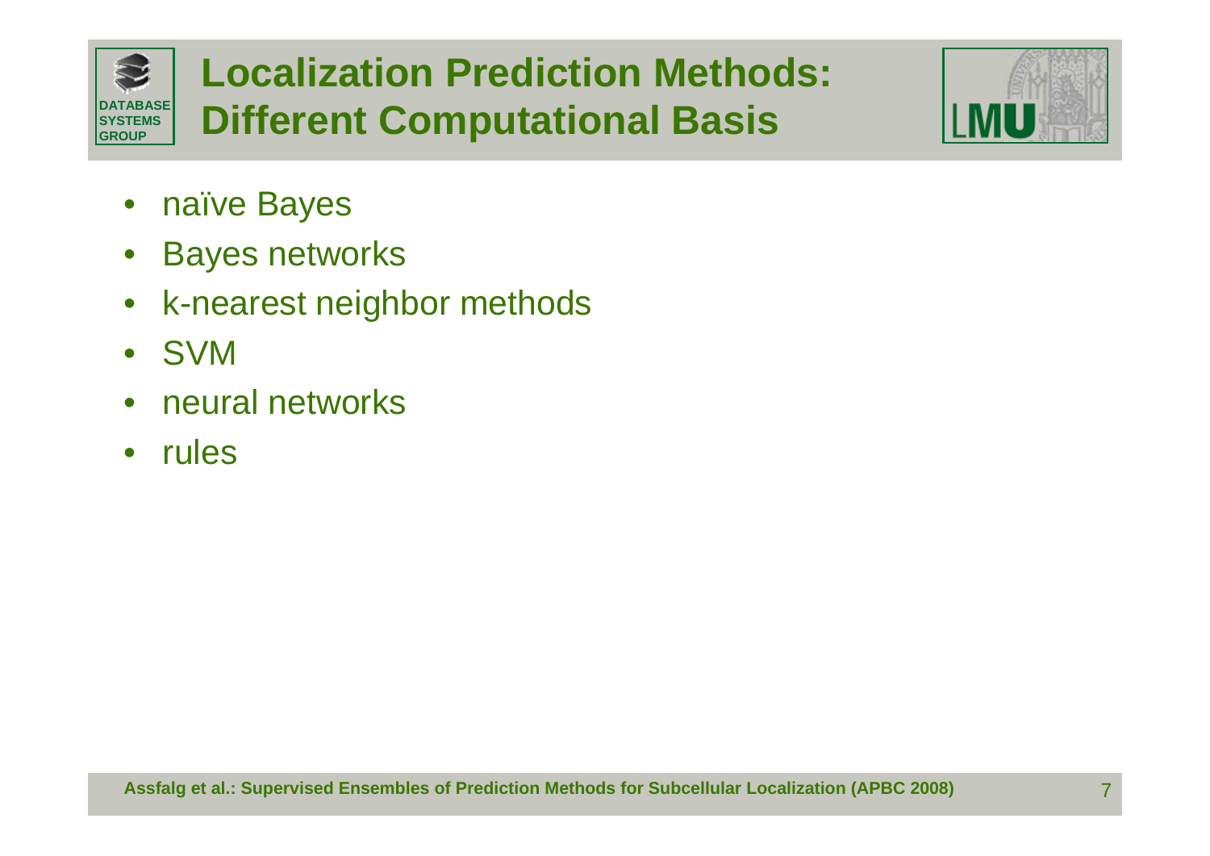# Localization Prediction Methods: Different Computational Basis

- naïve Bayes
- Bayes networks
- k-nearest neighbor methods
- SVM
- neural networks
- rules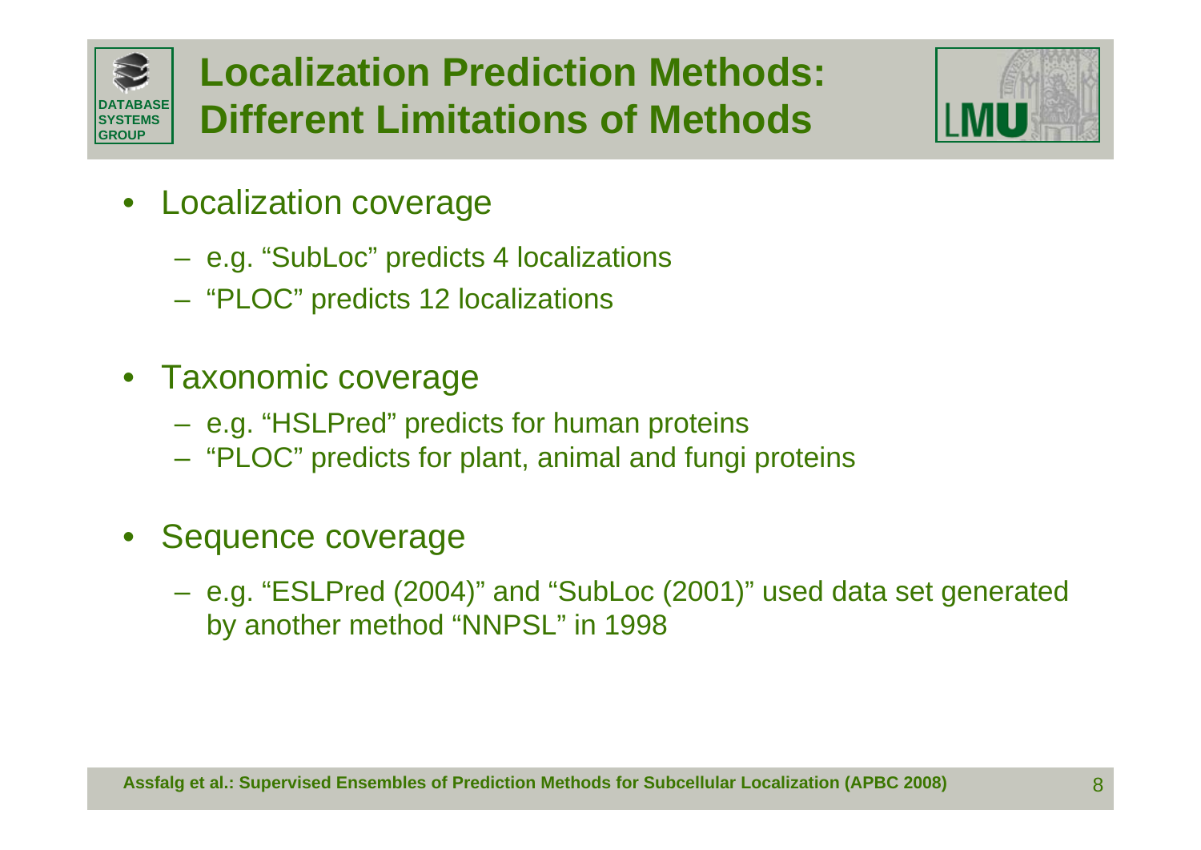# Localization Prediction Methods: Different Limitations of Methods

- Localization coverage
  - e.g. "SubLoc" predicts 4 localizations
  - "PLOC" predicts 12 localizations
- Taxonomic coverage
  - e.g. "HSLPred" predicts for human proteins
  - "PLOC" predicts for plant, animal and fungi proteins
- Sequence coverage
  - e.g. "ESLPred (2004)" and "SubLoc (2001)" used data set generated by another method "NNPSL" in 1998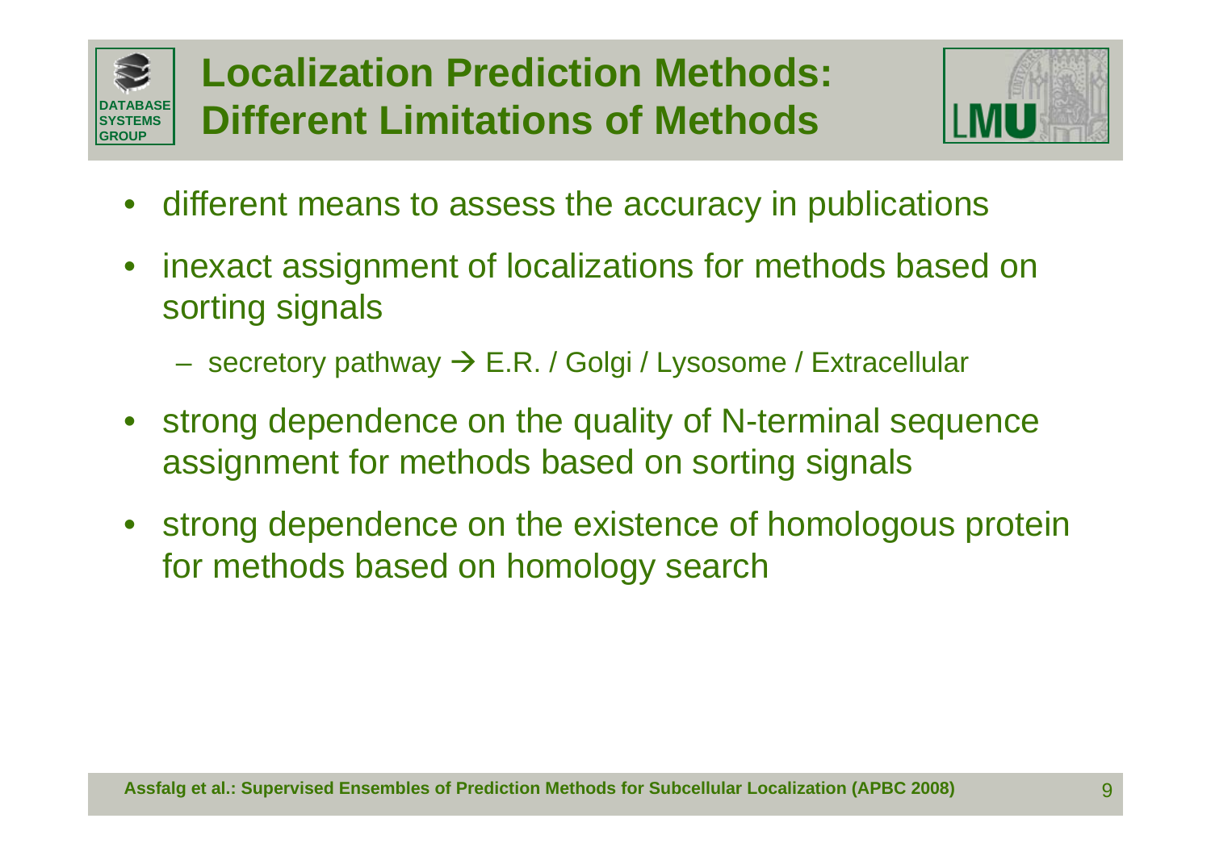# Localization Prediction Methods: Different Limitations of Methods

- different means to assess the accuracy in publications
- inexact assignment of localizations for methods based on sorting signals
  - secretory pathway → E.R. / Golgi / Lysosome / Extracellular
- strong dependence on the quality of N-terminal sequence assignment for methods based on sorting signals
- strong dependence on the existence of homologous protein for methods based on homology search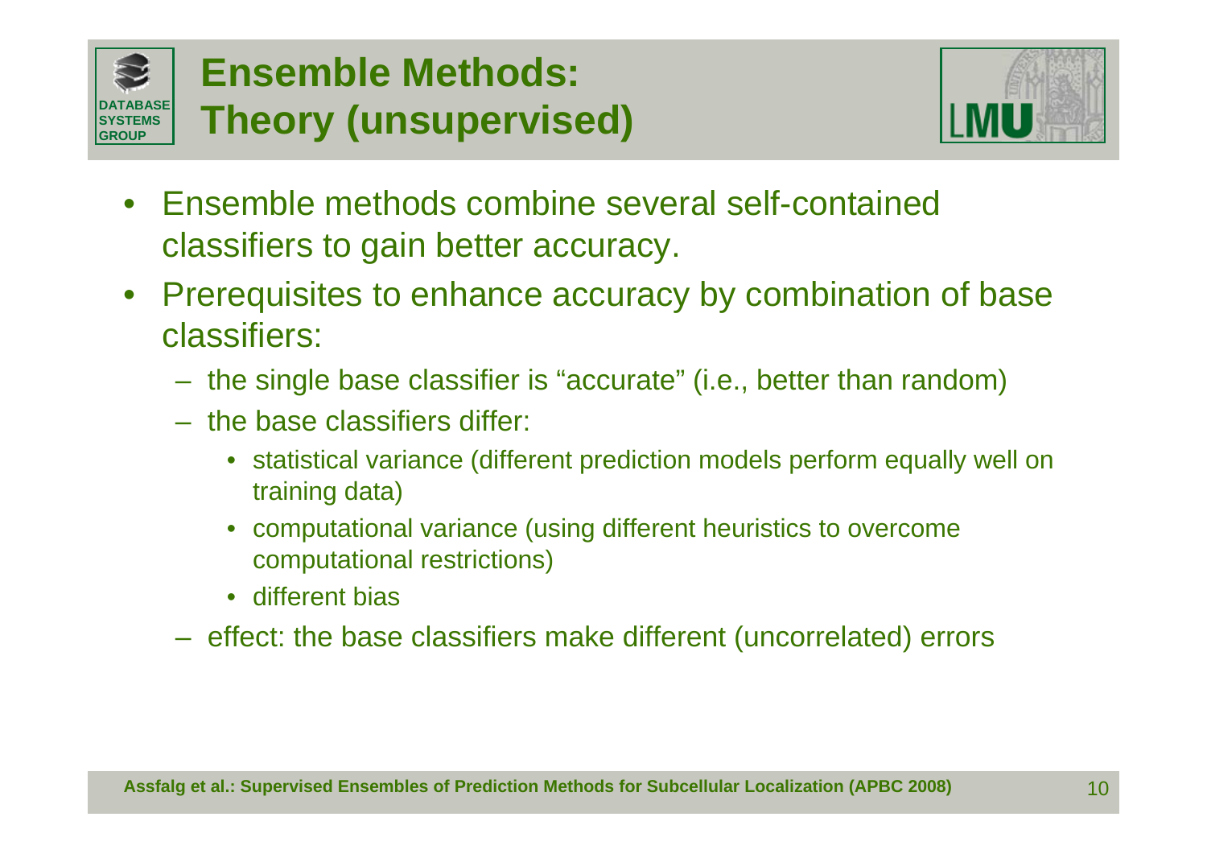# Ensemble Methods: Theory (unsupervised)

- Ensemble methods combine several self-contained classifiers to gain better accuracy.
- Prerequisites to enhance accuracy by combination of base classifiers:
  - the single base classifier is "accurate" (i.e., better than random)
  - the base classifiers differ:
    - statistical variance (different prediction models perform equally well on training data)
    - computational variance (using different heuristics to overcome computational restrictions)
    - different bias
  - effect: the base classifiers make different (uncorrelated) errors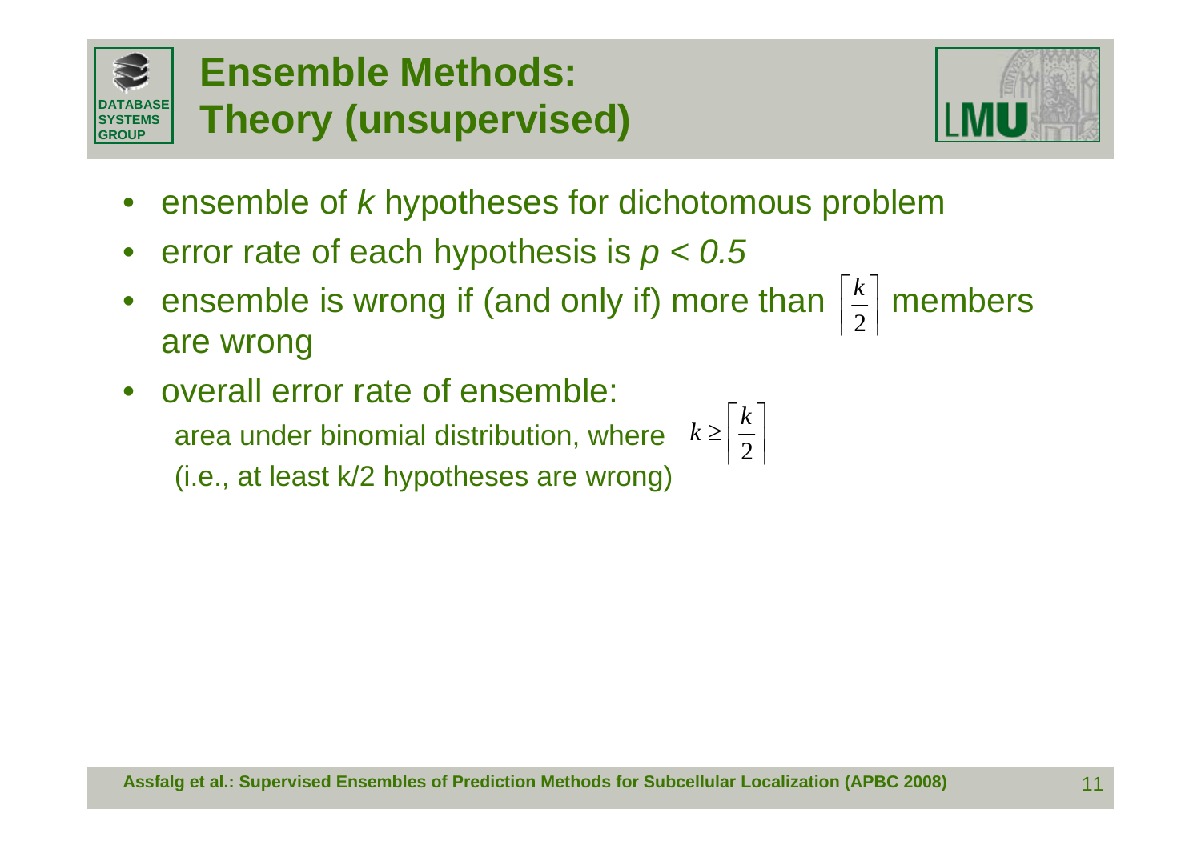# Ensemble Methods: Theory (unsupervised)

- ensemble of *k* hypotheses for dichotomous problem
- error rate of each hypothesis is $p < 0.5$
- ensemble is wrong if (and only if) more than $\left\lceil \frac{k}{2} \right\rceil$ members are wrong
- overall error rate of ensemble:
  area under binomial distribution, where $k \geq \left\lceil \frac{k}{2} \right\rceil$
  (i.e., at least k/2 hypotheses are wrong)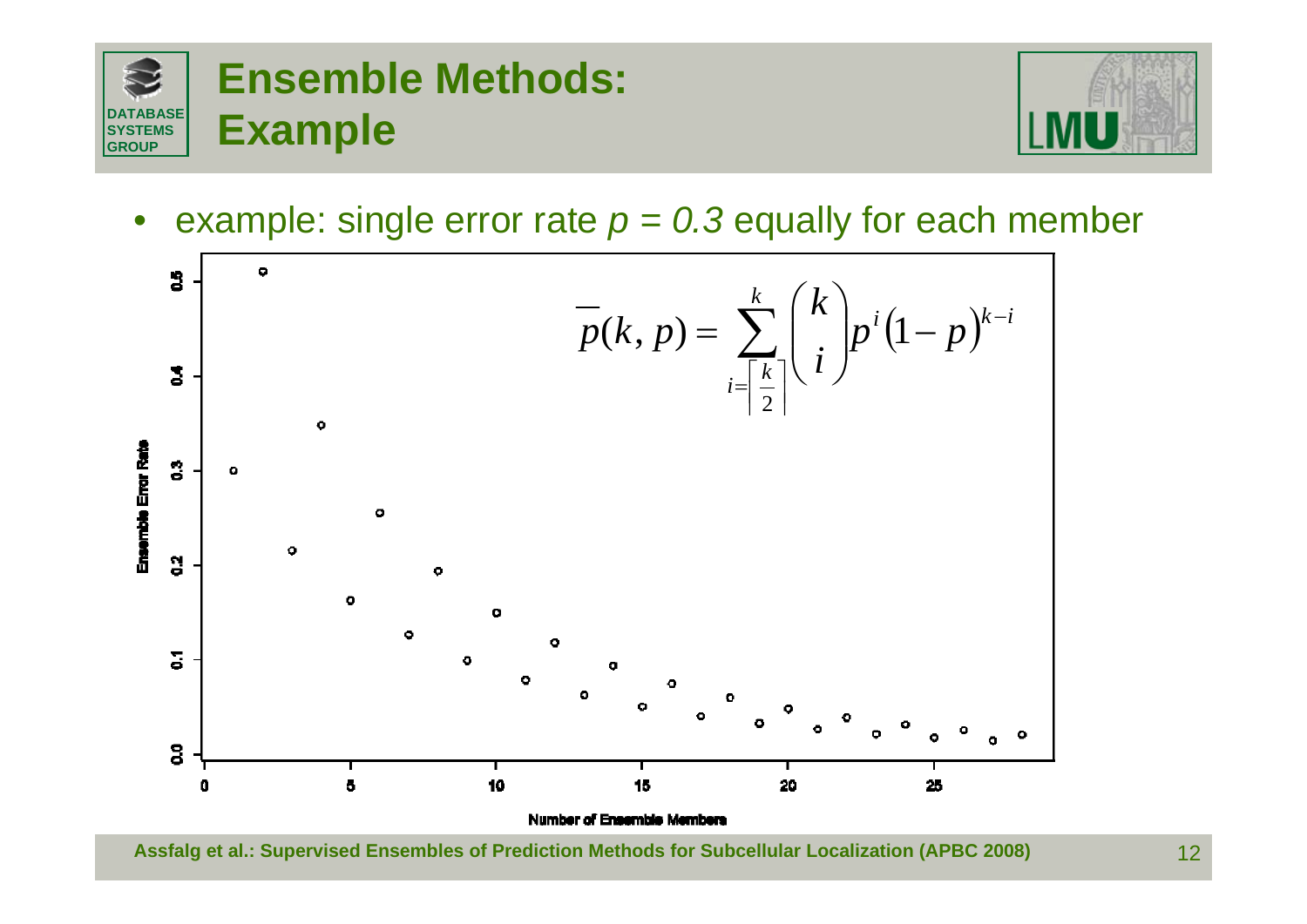# Ensemble Methods: Example

- example: single error rate $p = 0.3$ equally for each member

$$\overline{p}(k, p) = \sum_{i=\left\lceil \frac{k}{2} \right\rceil}^{k} \binom{k}{i} p^i (1-p)^{k-i}$$

Ensemble Error Rate

0.0
0.1
0.2
0.3
0.4
0.5

0
5
10
15
20
25

Number of Ensemble Members

Assfalg et al.: Supervised Ensembles of Prediction Methods for Subcellular Localization (APBC 2008)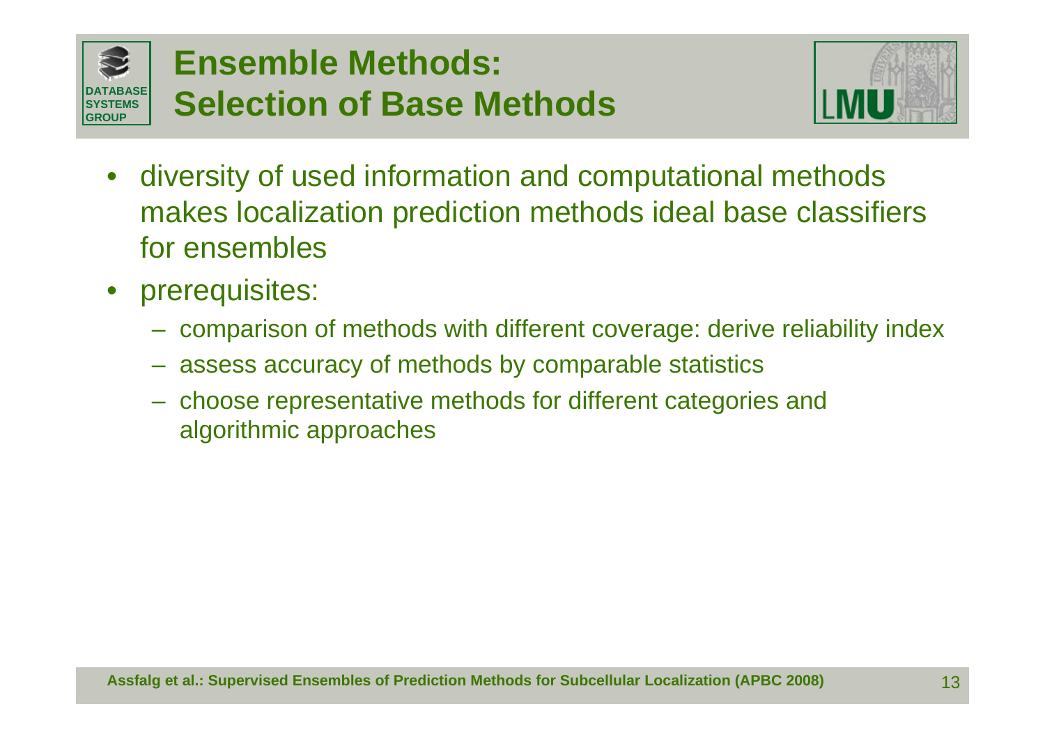# Ensemble Methods: Selection of Base Methods

- diversity of used information and computational methods makes localization prediction methods ideal base classifiers for ensembles
- prerequisites:
  - comparison of methods with different coverage: derive reliability index
  - assess accuracy of methods by comparable statistics
  - choose representative methods for different categories and algorithmic approaches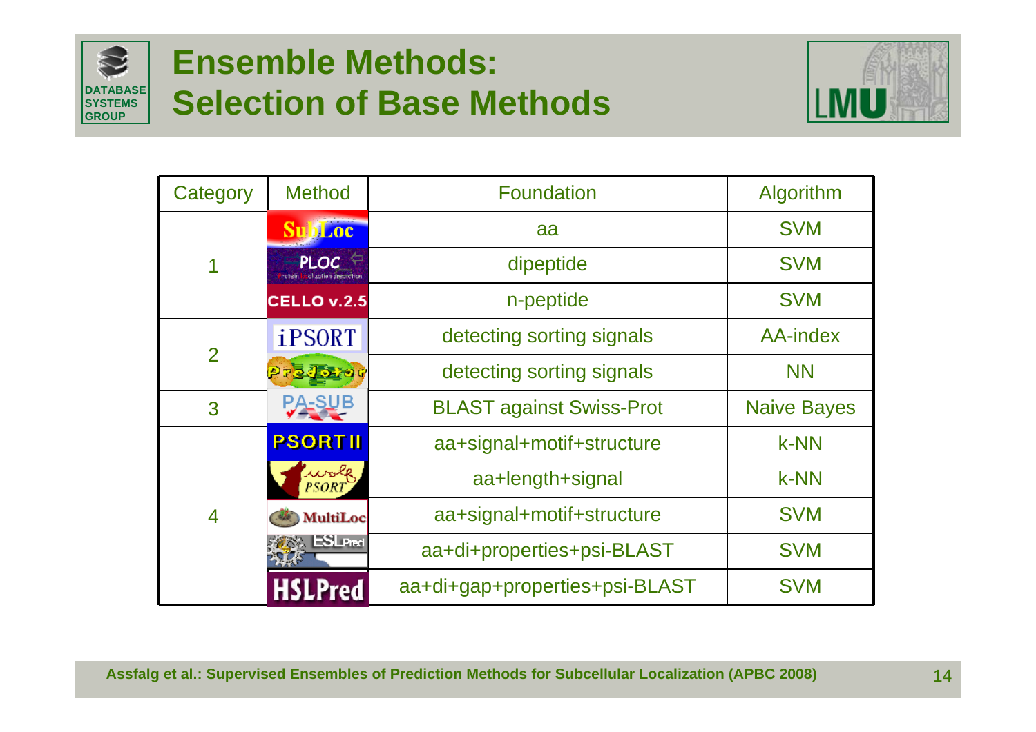# Ensemble Methods: Selection of Base Methods

| Category | Method | Foundation | Algorithm |
| --- | --- | --- | --- |
| 1 | SubLoc | aa | SVM |
| | PLOC | dipeptide | SVM |
| | CELLO v.2.5 | n-peptide | SVM |
| 2 | iPSORT | detecting sorting signals | AA-index |
| | Predotar | detecting sorting signals | NN |
| 3 | PA-SUB | BLAST against Swiss-Prot | Naive Bayes |
| 4 | PSORT II | aa+signal+motif+structure | k-NN |
| | wolf PSORT | aa+length+signal | k-NN |
| | MultiLoc | aa+signal+motif+structure | SVM |
| | ESLPred | aa+di+properties+psi-BLAST | SVM |
| | HSLPred | aa+di+gap+properties+psi-BLAST | SVM |

Assfalg et al.: Supervised Ensembles of Prediction Methods for Subcellular Localization (APBC 2008)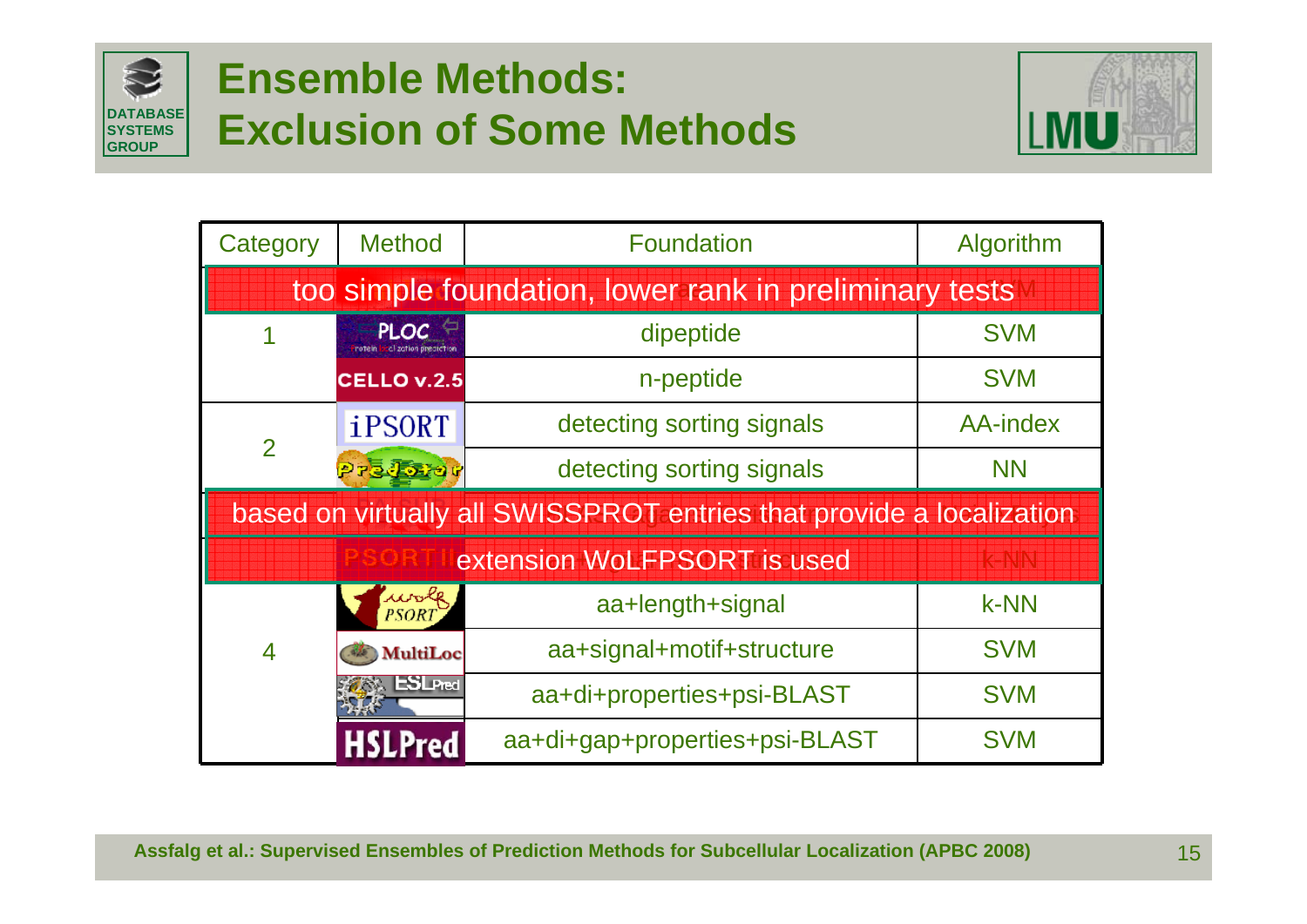# Ensemble Methods: Exclusion of Some Methods

| Category | Method | Foundation | Algorithm |
|---|---|---|---|
| too simple foundation, lower rank in preliminary tests | | | |
| 1 | PLOC | dipeptide | SVM |
| | CELLO v.2.5 | n-peptide | SVM |
| 2 | iPSORT | detecting sorting signals | AA-index |
| | Predotar | detecting sorting signals | NN |
| based on virtually all SWISSPROT entries that provide a localization | | | |
| | PSORT II | extension WoLFPSORT is used | k-NN |
| 4 | WoLF PSORT | aa+length+signal | k-NN |
| | MultiLoc | aa+signal+motif+structure | SVM |
| | ESLPred | aa+di+properties+psi-BLAST | SVM |
| | HSLPred | aa+di+gap+properties+psi-BLAST | SVM |

Assfalg et al.: Supervised Ensembles of Prediction Methods for Subcellular Localization (APBC 2008)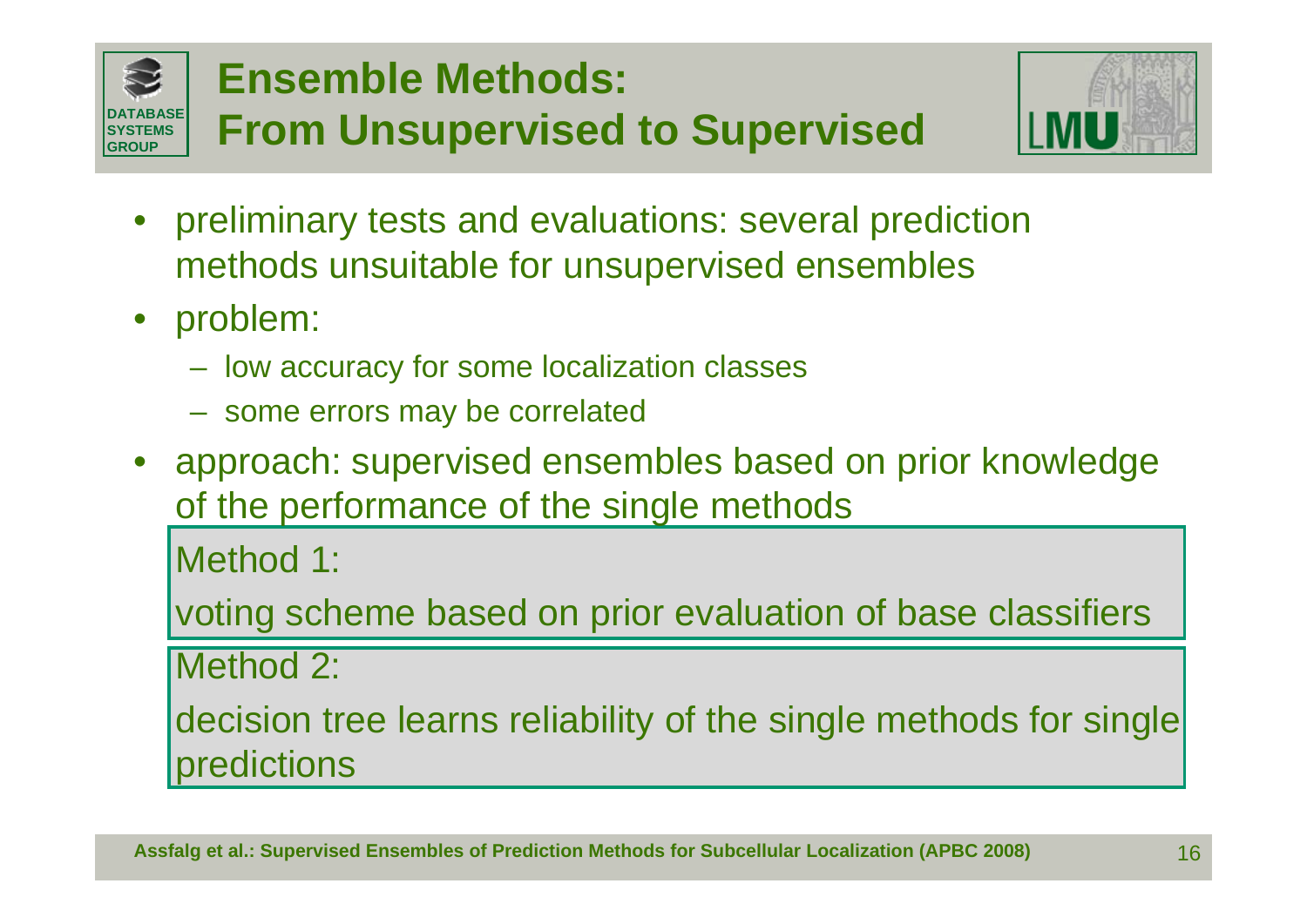# Ensemble Methods: From Unsupervised to Supervised

- preliminary tests and evaluations: several prediction methods unsuitable for unsupervised ensembles
- problem:
  - low accuracy for some localization classes
  - some errors may be correlated
- approach: supervised ensembles based on prior knowledge of the performance of the single methods

Method 1:

voting scheme based on prior evaluation of base classifiers

Method 2:

decision tree learns reliability of the single methods for single predictions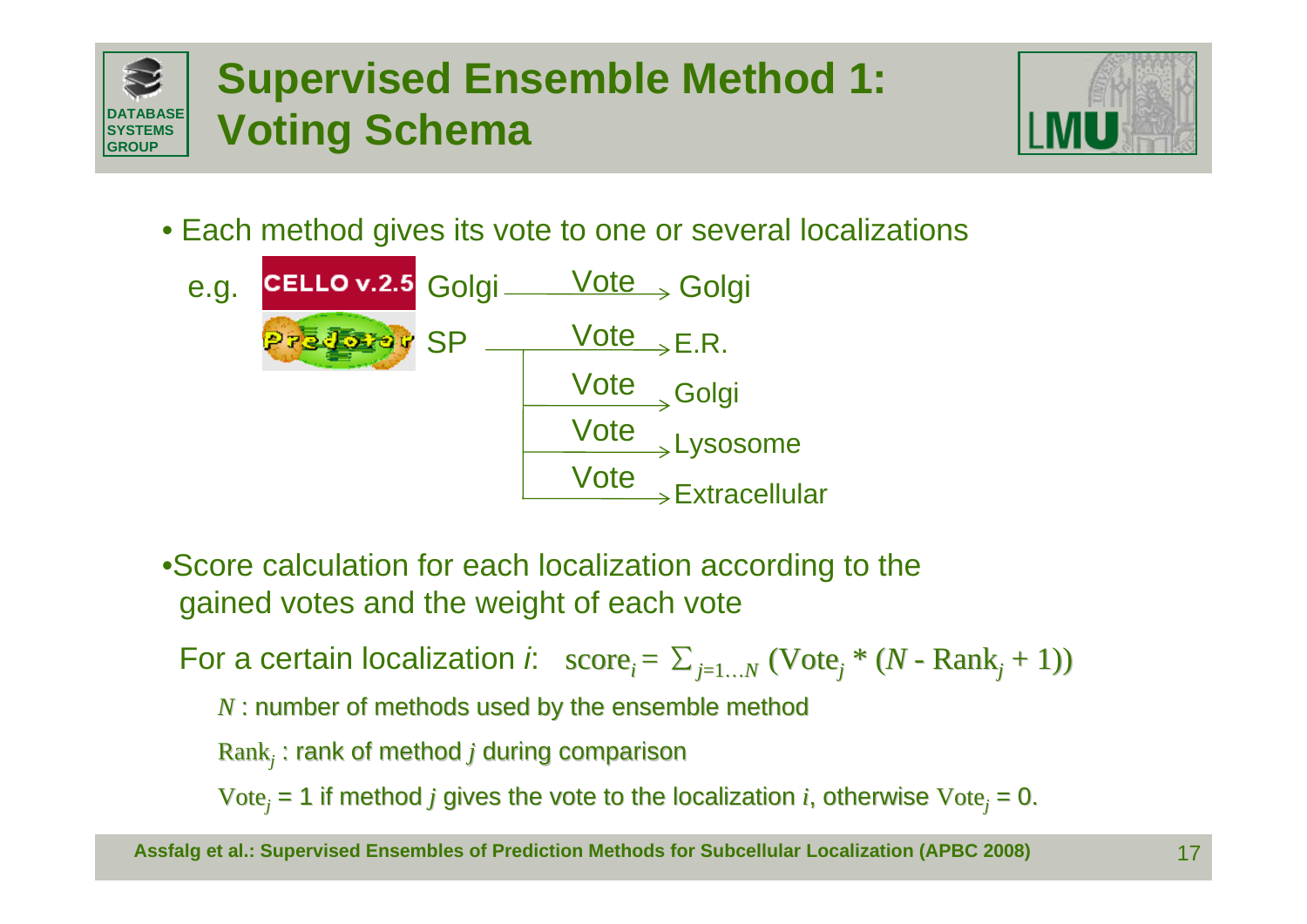# Supervised Ensemble Method 1: Voting Schema

- Each method gives its vote to one or several localizations

e.g.

CELLO v.2.5 Golgi —Vote→ Golgi

Predotar SP —Vote→ E.R.
—Vote→ Golgi
—Vote→ Lysosome
—Vote→ Extracellular

- Score calculation for each localization according to the gained votes and the weight of each vote

For a certain localization *i*: $\text{score}_i = \sum_{j=1 \ldots N} (\text{Vote}_j * (N - \text{Rank}_j + 1))$

$N$ : number of methods used by the ensemble method

$\text{Rank}_j$ : rank of method $j$ during comparison

$\text{Vote}_j = 1$ if method $j$ gives the vote to the localization $i$, otherwise $\text{Vote}_j = 0$.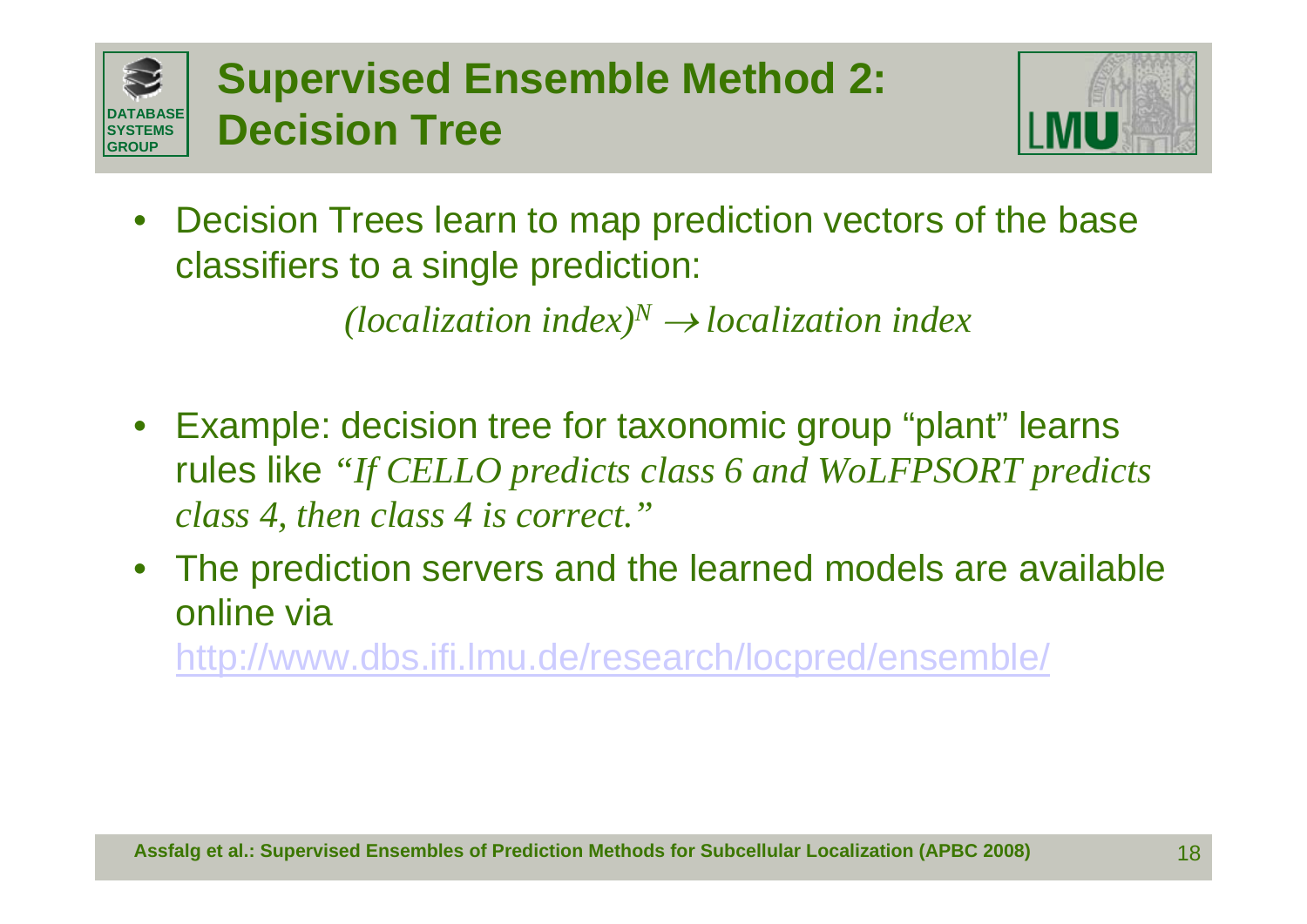# Supervised Ensemble Method 2: Decision Tree

- Decision Trees learn to map prediction vectors of the base classifiers to a single prediction:

$$(\textit{localization index})^N \rightarrow \textit{localization index}$$

- Example: decision tree for taxonomic group "plant" learns rules like *"If CELLO predicts class 6 and WoLFPSORT predicts class 4, then class 4 is correct."*
- The prediction servers and the learned models are available online via http://www.dbs.ifi.lmu.de/research/locpred/ensemble/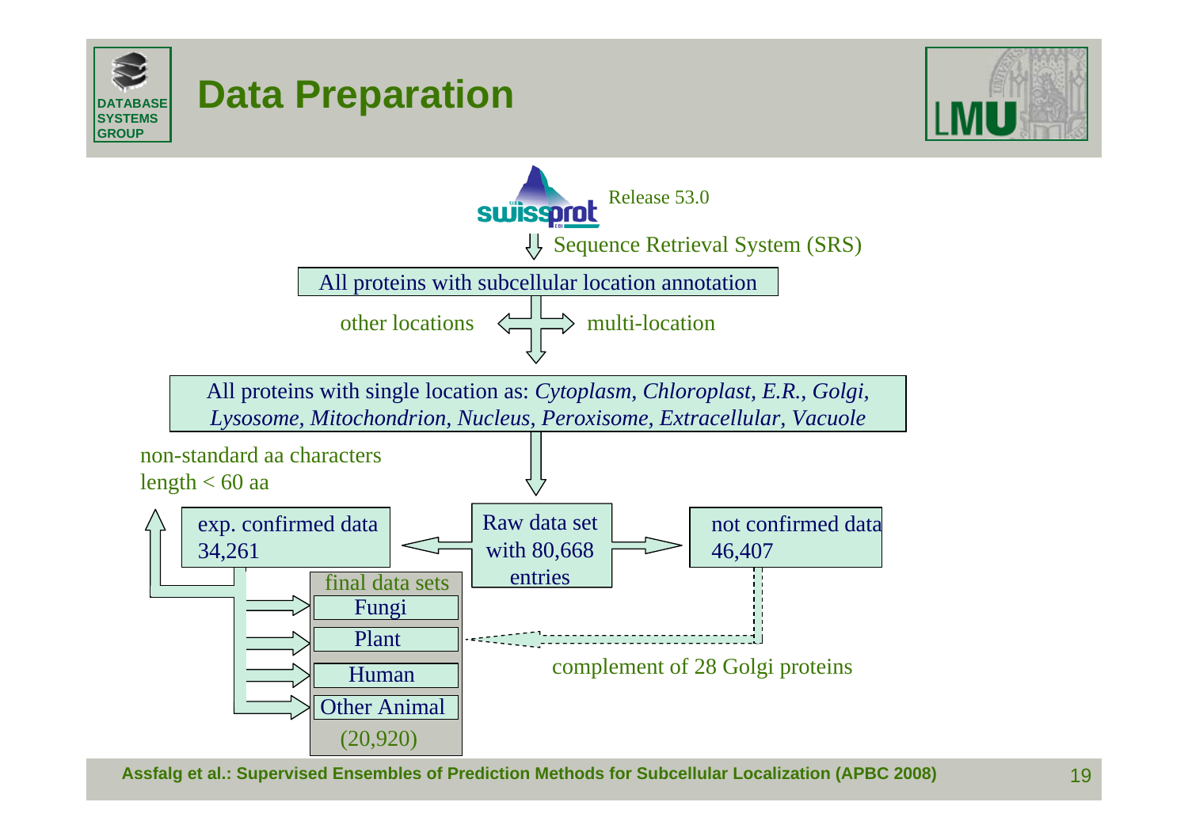# Data Preparation

swissprot Release 53.0

Sequence Retrieval System (SRS)

All proteins with subcellular location annotation

other locations

multi-location

All proteins with single location as: *Cytoplasm, Chloroplast, E.R., Golgi, Lysosome, Mitochondrion, Nucleus, Peroxisome, Extracellular, Vacuole*

non-standard aa characters
length < 60 aa

exp. confirmed data
34,261

Raw data set with 80,668 entries

not confirmed data
46,407

final data sets

- Fungi
- Plant
- Human
- Other Animal

(20,920)

complement of 28 Golgi proteins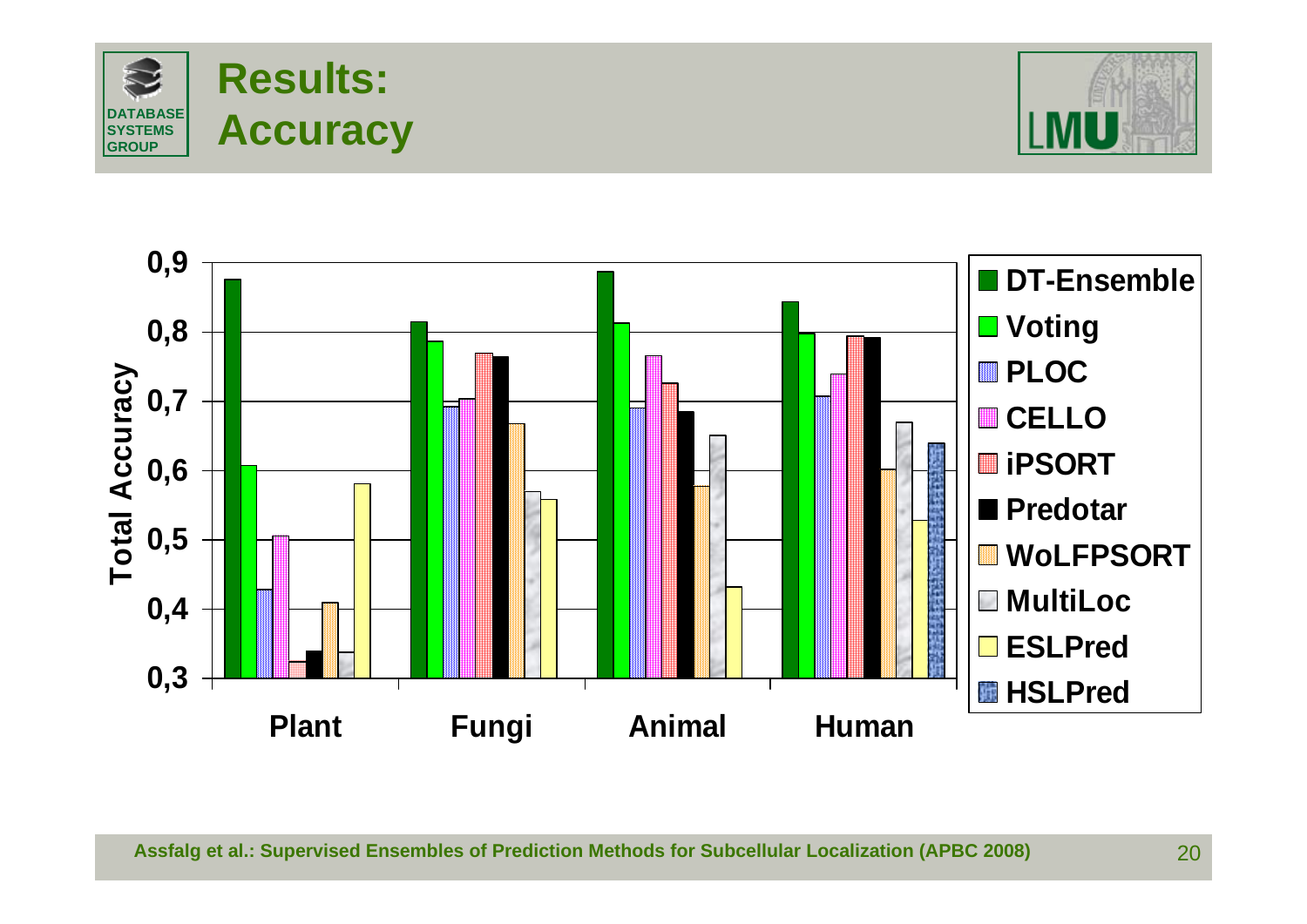# Results: Accuracy

Total Accuracy

0,9

0,8

0,7

0,6

0,5

0,4

0,3

Plant

Fungi

Animal

Human

DT-Ensemble

Voting

PLOC

CELLO

iPSORT

Predotar

WoLFPSORT

MultiLoc

ESLPred

HSLPred

Assfalg et al.: Supervised Ensembles of Prediction Methods for Subcellular Localization (APBC 2008)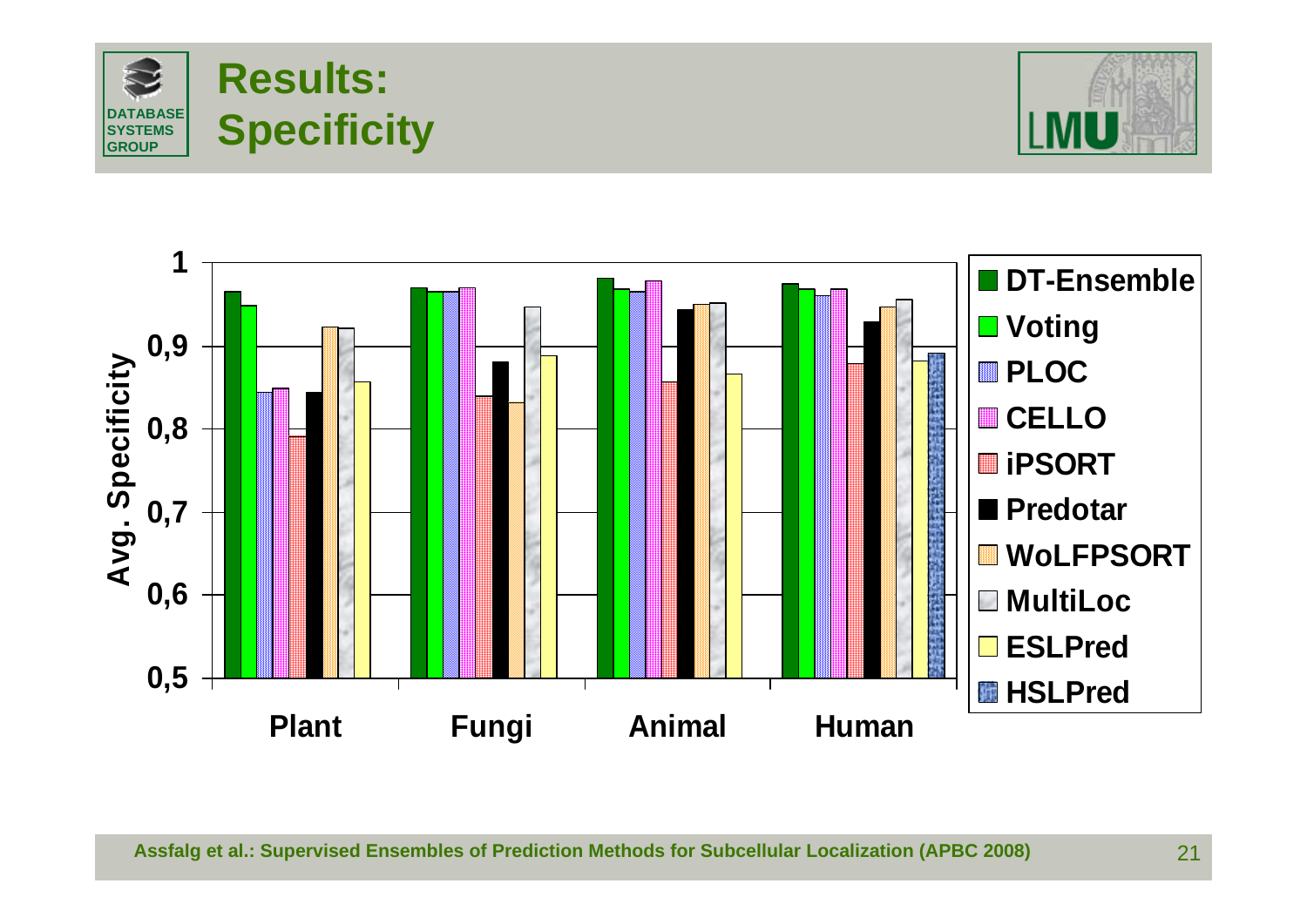# Results: Specificity

Avg. Specificity

1

0,9

0,8

0,7

0,6

0,5

Plant

Fungi

Animal

Human

DT-Ensemble

Voting

PLOC

CELLO

iPSORT

Predotar

WoLFPSORT

MultiLoc

ESLPred

HSLPred

Assfalg et al.: Supervised Ensembles of Prediction Methods for Subcellular Localization (APBC 2008)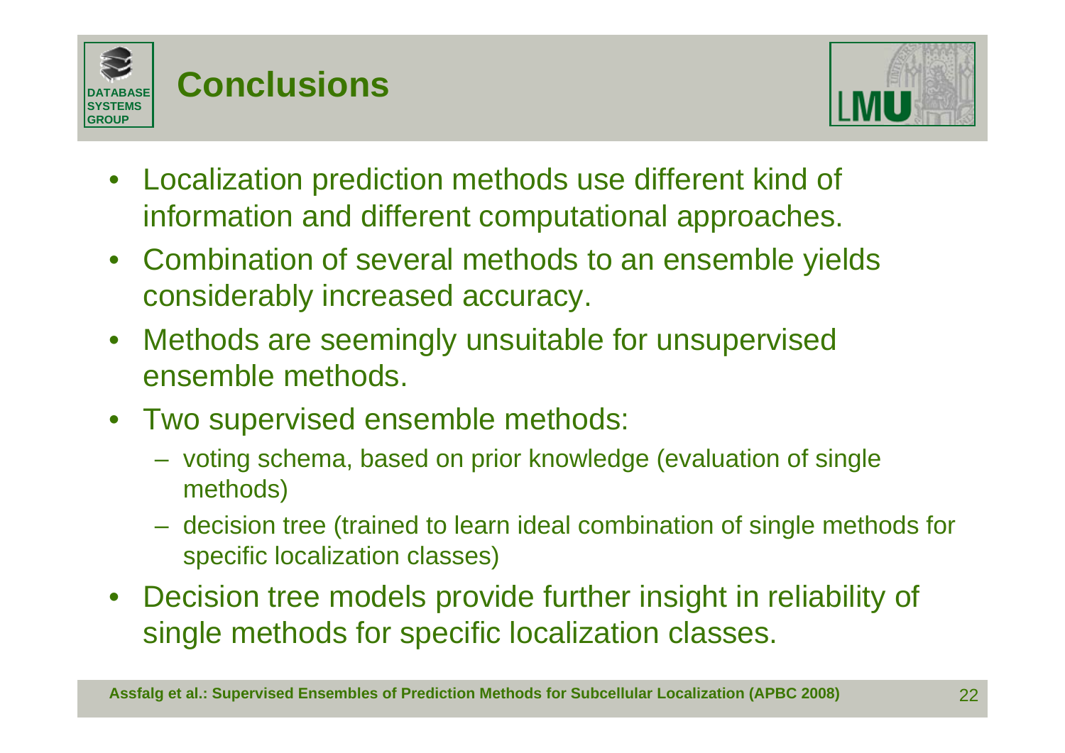# Conclusions

- Localization prediction methods use different kind of information and different computational approaches.
- Combination of several methods to an ensemble yields considerably increased accuracy.
- Methods are seemingly unsuitable for unsupervised ensemble methods.
- Two supervised ensemble methods:
  - voting schema, based on prior knowledge (evaluation of single methods)
  - decision tree (trained to learn ideal combination of single methods for specific localization classes)
- Decision tree models provide further insight in reliability of single methods for specific localization classes.